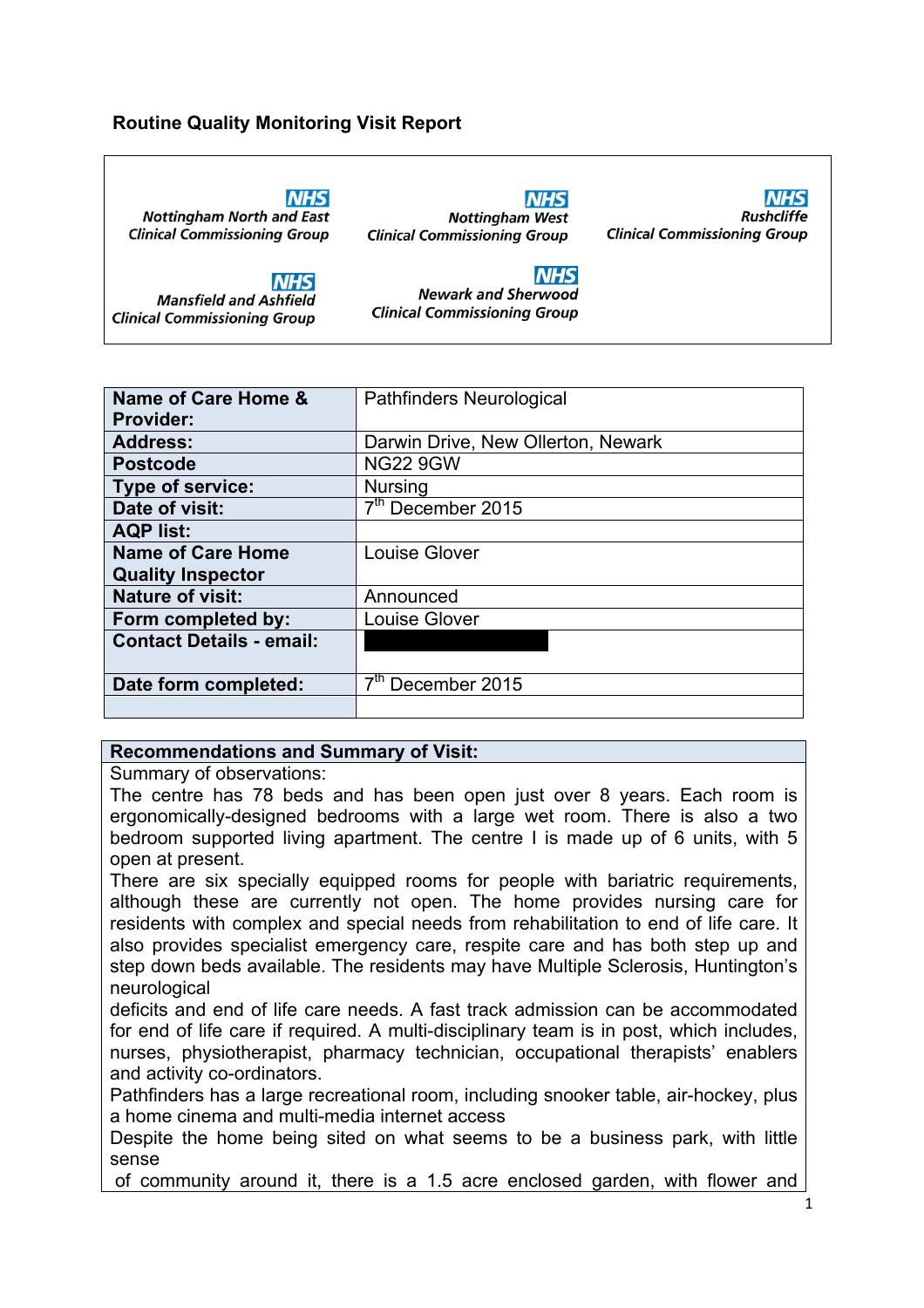# Routine Quality Monitoring Visit Report

Nottingham North and East Clinical Commissioning Group

Nottingham West Clinical Commissioning Group

Rushcliffe Clinical Commissioning Group

Mansfield and Ashfield Clinical Commissioning Group

Newark and Sherwood Clinical Commissioning Group

| **Name of Care Home & Provider:** | Pathfinders Neurological |
|---|---|
| **Address:** | Darwin Drive, New Ollerton, Newark |
| **Postcode** | NG22 9GW |
| **Type of service:** | Nursing |
| **Date of visit:** | 7th December 2015 |
| **AQP list:** | |
| **Name of Care Home Quality Inspector** | Louise Glover |
| **Nature of visit:** | Announced |
| **Form completed by:** | Louise Glover |
| **Contact Details - email:** | |
| **Date form completed:** | 7th December 2015 |
| | |

**Recommendations and Summary of Visit:**

Summary of observations:

The centre has 78 beds and has been open just over 8 years. Each room is ergonomically-designed bedrooms with a large wet room. There is also a two bedroom supported living apartment. The centre I is made up of 6 units, with 5 open at present.

There are six specially equipped rooms for people with bariatric requirements, although these are currently not open. The home provides nursing care for residents with complex and special needs from rehabilitation to end of life care. It also provides specialist emergency care, respite care and has both step up and step down beds available. The residents may have Multiple Sclerosis, Huntington's neurological

deficits and end of life care needs. A fast track admission can be accommodated for end of life care if required. A multi-disciplinary team is in post, which includes, nurses, physiotherapist, pharmacy technician, occupational therapists' enablers and activity co-ordinators.

Pathfinders has a large recreational room, including snooker table, air-hockey, plus a home cinema and multi-media internet access

Despite the home being sited on what seems to be a business park, with little sense

of community around it, there is a 1.5 acre enclosed garden, with flower and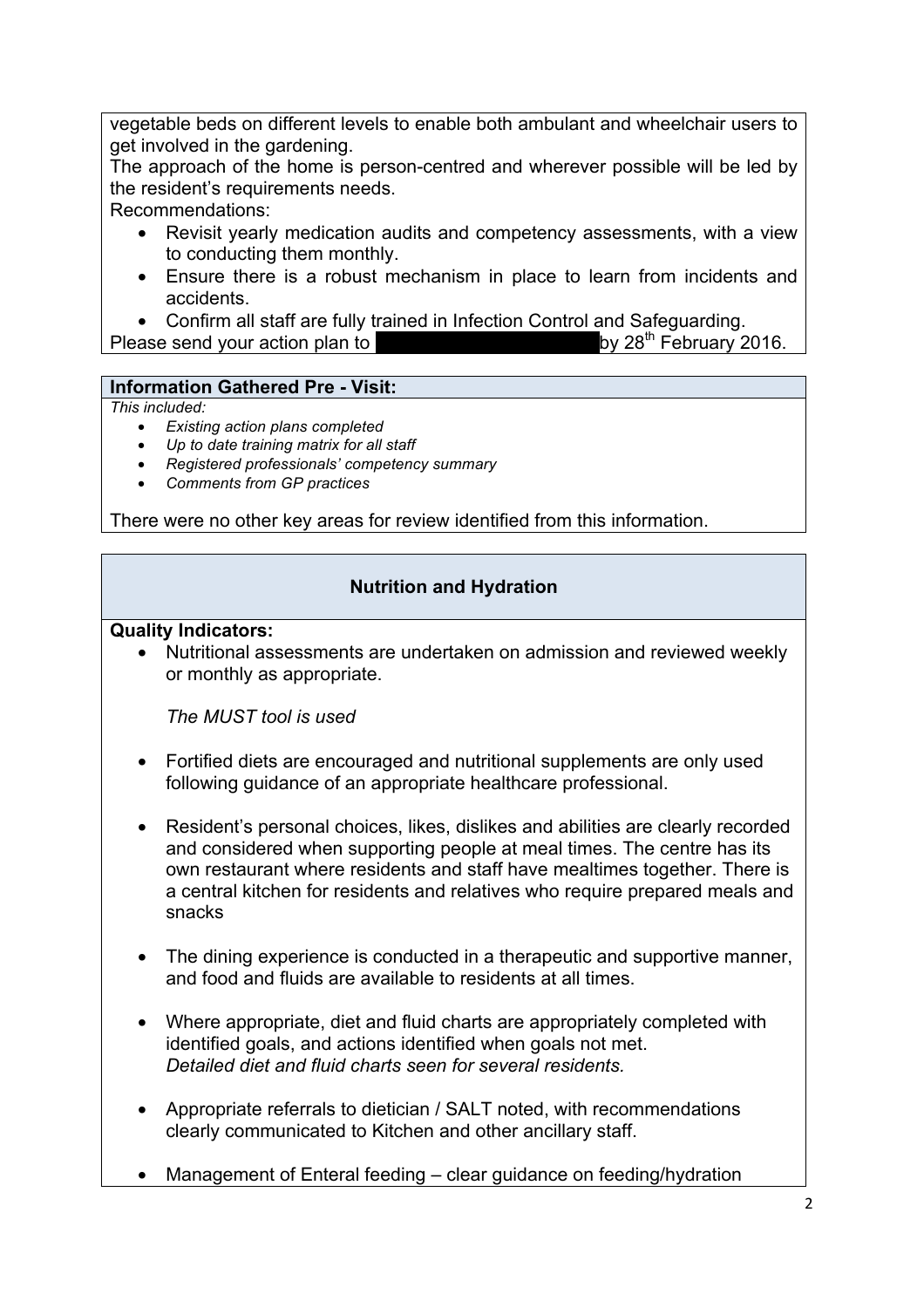vegetable beds on different levels to enable both ambulant and wheelchair users to get involved in the gardening.

The approach of the home is person-centred and wherever possible will be led by the resident's requirements needs.

Recommendations:

- Revisit yearly medication audits and competency assessments, with a view to conducting them monthly.
- Ensure there is a robust mechanism in place to learn from incidents and accidents.
- Confirm all staff are fully trained in Infection Control and Safeguarding.

Please send your action plan to [REDACTED] by 28th February 2016.

**Information Gathered Pre - Visit:**

*This included:*

- *Existing action plans completed*
- *Up to date training matrix for all staff*
- *Registered professionals' competency summary*
- *Comments from GP practices*

There were no other key areas for review identified from this information.

## Nutrition and Hydration

**Quality Indicators:**

- Nutritional assessments are undertaken on admission and reviewed weekly or monthly as appropriate.

  *The MUST tool is used*

- Fortified diets are encouraged and nutritional supplements are only used following guidance of an appropriate healthcare professional.

- Resident's personal choices, likes, dislikes and abilities are clearly recorded and considered when supporting people at meal times. The centre has its own restaurant where residents and staff have mealtimes together. There is a central kitchen for residents and relatives who require prepared meals and snacks

- The dining experience is conducted in a therapeutic and supportive manner, and food and fluids are available to residents at all times.

- Where appropriate, diet and fluid charts are appropriately completed with identified goals, and actions identified when goals not met.
  *Detailed diet and fluid charts seen for several residents.*

- Appropriate referrals to dietician / SALT noted, with recommendations clearly communicated to Kitchen and other ancillary staff.

- Management of Enteral feeding – clear guidance on feeding/hydration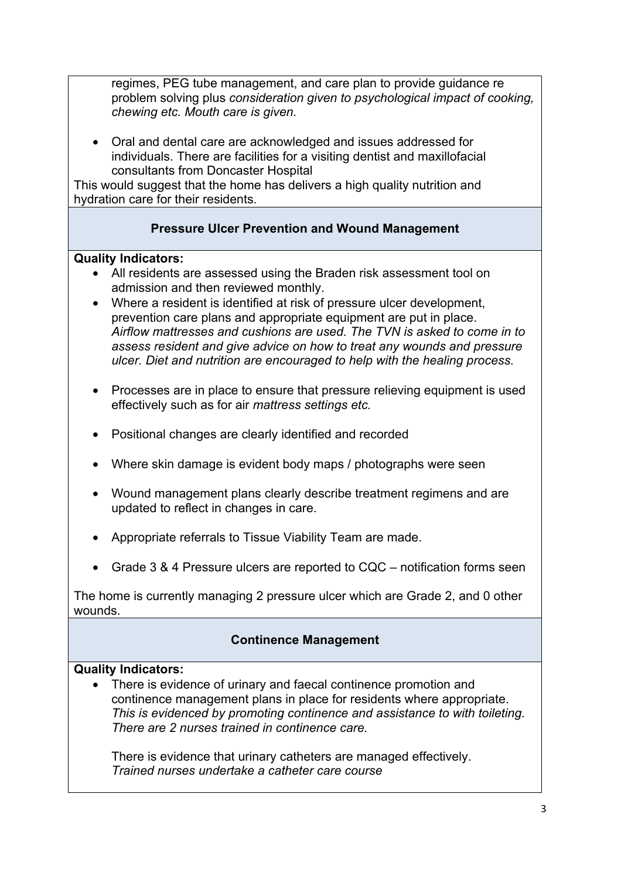regimes, PEG tube management, and care plan to provide guidance re problem solving plus *consideration given to psychological impact of cooking, chewing etc. Mouth care is given.*

- Oral and dental care are acknowledged and issues addressed for individuals. There are facilities for a visiting dentist and maxillofacial consultants from Doncaster Hospital

This would suggest that the home has delivers a high quality nutrition and hydration care for their residents.

## Pressure Ulcer Prevention and Wound Management

**Quality Indicators:**

- All residents are assessed using the Braden risk assessment tool on admission and then reviewed monthly.
- Where a resident is identified at risk of pressure ulcer development, prevention care plans and appropriate equipment are put in place. *Airflow mattresses and cushions are used. The TVN is asked to come in to assess resident and give advice on how to treat any wounds and pressure ulcer. Diet and nutrition are encouraged to help with the healing process.*
- Processes are in place to ensure that pressure relieving equipment is used effectively such as for air *mattress settings etc.*
- Positional changes are clearly identified and recorded
- Where skin damage is evident body maps / photographs were seen
- Wound management plans clearly describe treatment regimens and are updated to reflect in changes in care.
- Appropriate referrals to Tissue Viability Team are made.
- Grade 3 & 4 Pressure ulcers are reported to CQC – notification forms seen

The home is currently managing 2 pressure ulcer which are Grade 2, and 0 other wounds.

## Continence Management

**Quality Indicators:**

- There is evidence of urinary and faecal continence promotion and continence management plans in place for residents where appropriate. *This is evidenced by promoting continence and assistance to with toileting. There are 2 nurses trained in continence care.*

  There is evidence that urinary catheters are managed effectively. *Trained nurses undertake a catheter care course*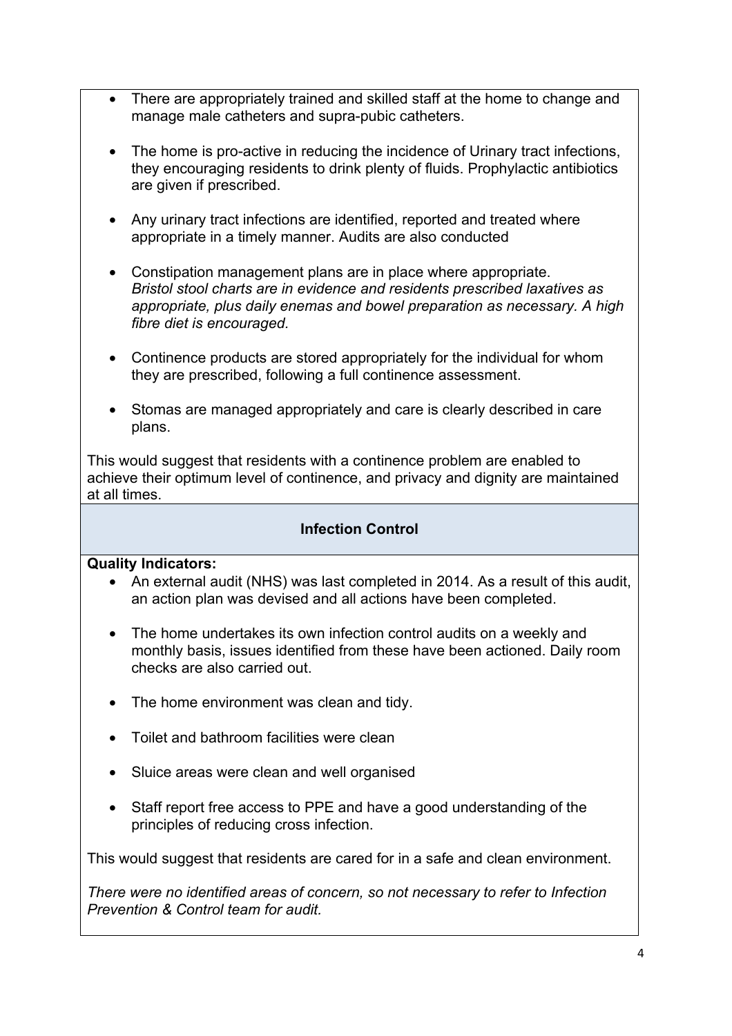- There are appropriately trained and skilled staff at the home to change and manage male catheters and supra-pubic catheters.

- The home is pro-active in reducing the incidence of Urinary tract infections, they encouraging residents to drink plenty of fluids. Prophylactic antibiotics are given if prescribed.

- Any urinary tract infections are identified, reported and treated where appropriate in a timely manner. Audits are also conducted

- Constipation management plans are in place where appropriate. *Bristol stool charts are in evidence and residents prescribed laxatives as appropriate, plus daily enemas and bowel preparation as necessary. A high fibre diet is encouraged.*

- Continence products are stored appropriately for the individual for whom they are prescribed, following a full continence assessment.

- Stomas are managed appropriately and care is clearly described in care plans.

This would suggest that residents with a continence problem are enabled to achieve their optimum level of continence, and privacy and dignity are maintained at all times.

## Infection Control

**Quality Indicators:**

- An external audit (NHS) was last completed in 2014. As a result of this audit, an action plan was devised and all actions have been completed.

- The home undertakes its own infection control audits on a weekly and monthly basis, issues identified from these have been actioned. Daily room checks are also carried out.

- The home environment was clean and tidy.

- Toilet and bathroom facilities were clean

- Sluice areas were clean and well organised

- Staff report free access to PPE and have a good understanding of the principles of reducing cross infection.

This would suggest that residents are cared for in a safe and clean environment.

*There were no identified areas of concern, so not necessary to refer to Infection Prevention & Control team for audit.*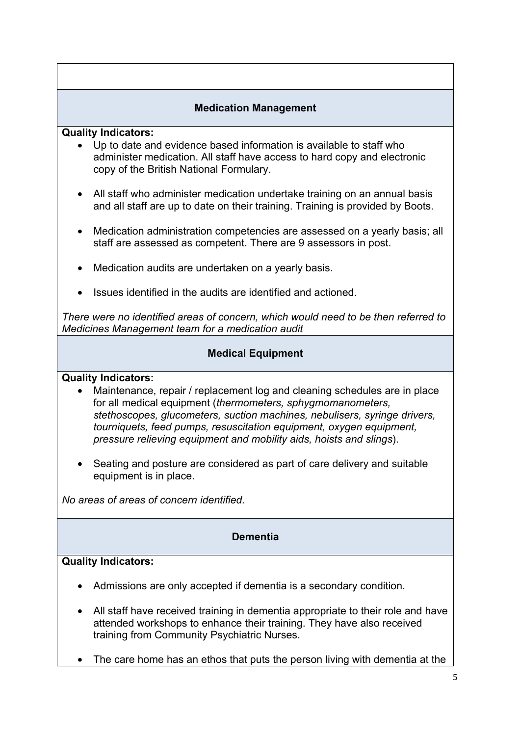### Medication Management

**Quality Indicators:**

- Up to date and evidence based information is available to staff who administer medication. All staff have access to hard copy and electronic copy of the British National Formulary.

- All staff who administer medication undertake training on an annual basis and all staff are up to date on their training. Training is provided by Boots.

- Medication administration competencies are assessed on a yearly basis; all staff are assessed as competent. There are 9 assessors in post.

- Medication audits are undertaken on a yearly basis.

- Issues identified in the audits are identified and actioned.

*There were no identified areas of concern, which would need to be then referred to Medicines Management team for a medication audit*

### Medical Equipment

**Quality Indicators:**

- Maintenance, repair / replacement log and cleaning schedules are in place for all medical equipment (*thermometers, sphygmomanometers, stethoscopes, glucometers, suction machines, nebulisers, syringe drivers, tourniquets, feed pumps, resuscitation equipment, oxygen equipment, pressure relieving equipment and mobility aids, hoists and slings*).

- Seating and posture are considered as part of care delivery and suitable equipment is in place.

*No areas of areas of concern identified.*

### Dementia

**Quality Indicators:**

- Admissions are only accepted if dementia is a secondary condition.

- All staff have received training in dementia appropriate to their role and have attended workshops to enhance their training. They have also received training from Community Psychiatric Nurses.

- The care home has an ethos that puts the person living with dementia at the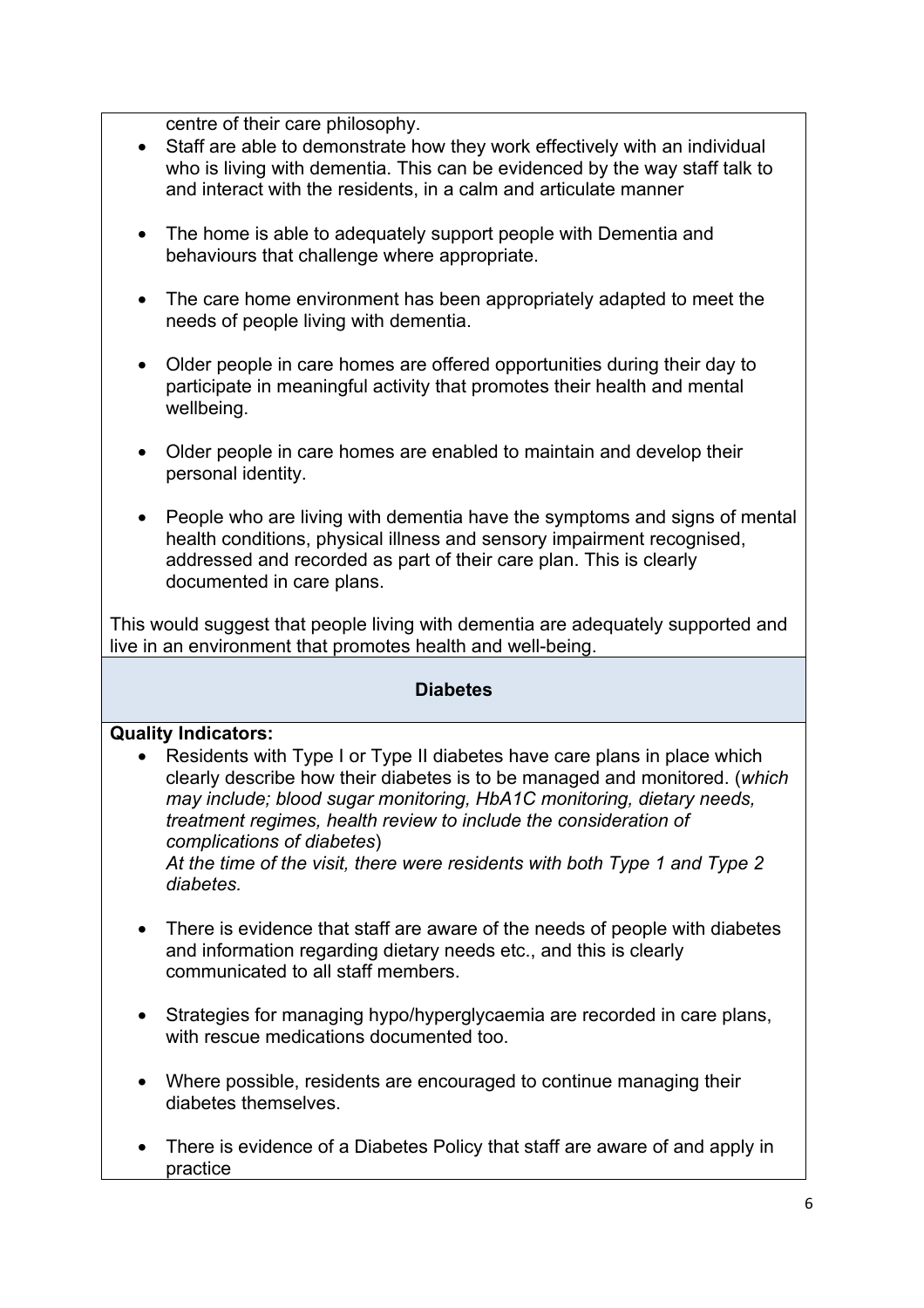centre of their care philosophy.

- Staff are able to demonstrate how they work effectively with an individual who is living with dementia. This can be evidenced by the way staff talk to and interact with the residents, in a calm and articulate manner

- The home is able to adequately support people with Dementia and behaviours that challenge where appropriate.

- The care home environment has been appropriately adapted to meet the needs of people living with dementia.

- Older people in care homes are offered opportunities during their day to participate in meaningful activity that promotes their health and mental wellbeing.

- Older people in care homes are enabled to maintain and develop their personal identity.

- People who are living with dementia have the symptoms and signs of mental health conditions, physical illness and sensory impairment recognised, addressed and recorded as part of their care plan. This is clearly documented in care plans.

This would suggest that people living with dementia are adequately supported and live in an environment that promotes health and well-being.

## Diabetes

**Quality Indicators:**

- Residents with Type I or Type II diabetes have care plans in place which clearly describe how their diabetes is to be managed and monitored. (*which may include; blood sugar monitoring, HbA1C monitoring, dietary needs, treatment regimes, health review to include the consideration of complications of diabetes*)
  *At the time of the visit, there were residents with both Type 1 and Type 2 diabetes.*

- There is evidence that staff are aware of the needs of people with diabetes and information regarding dietary needs etc., and this is clearly communicated to all staff members.

- Strategies for managing hypo/hyperglycaemia are recorded in care plans, with rescue medications documented too.

- Where possible, residents are encouraged to continue managing their diabetes themselves.

- There is evidence of a Diabetes Policy that staff are aware of and apply in practice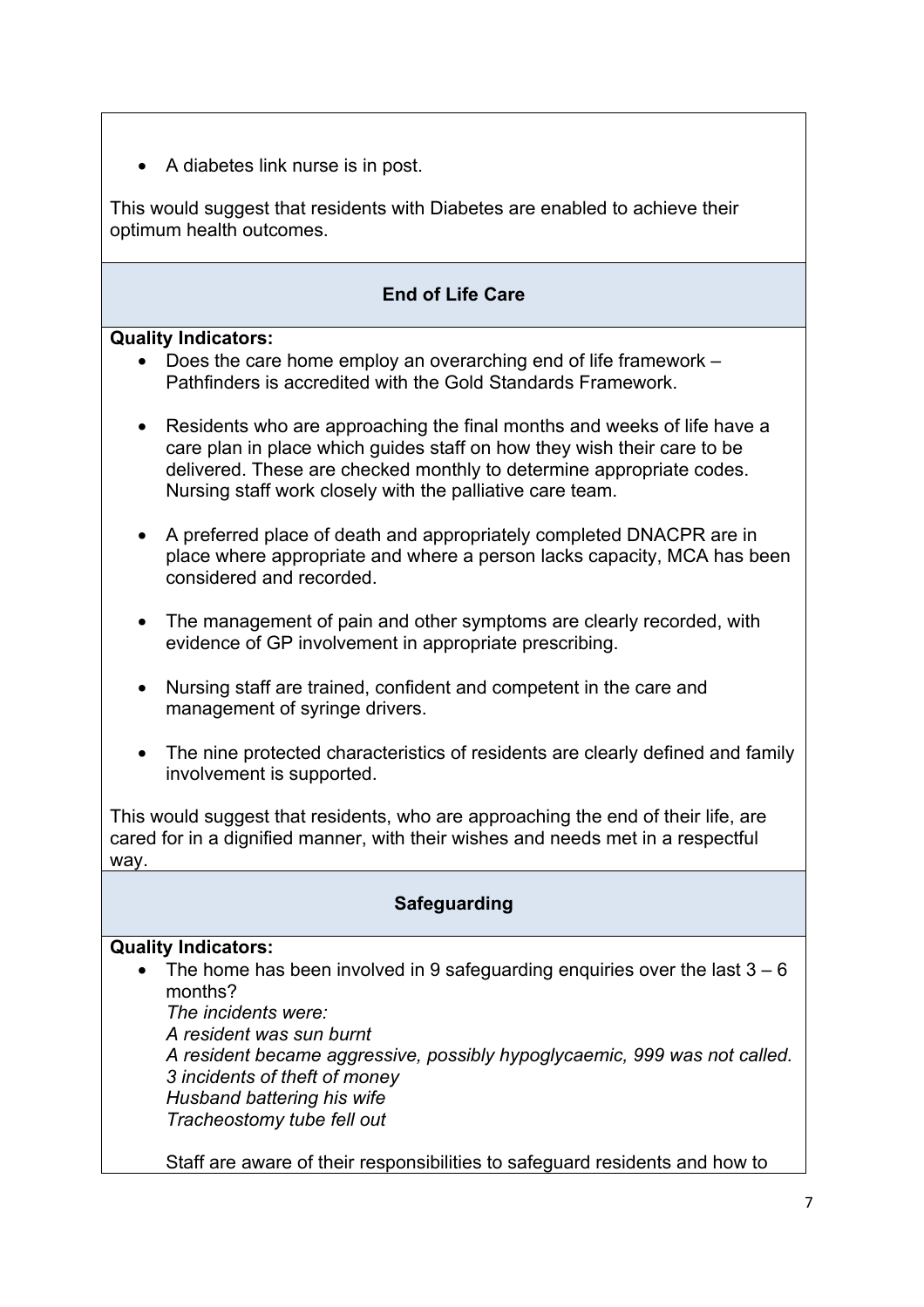- A diabetes link nurse is in post.

This would suggest that residents with Diabetes are enabled to achieve their optimum health outcomes.

## End of Life Care

**Quality Indicators:**

- Does the care home employ an overarching end of life framework – Pathfinders is accredited with the Gold Standards Framework.

- Residents who are approaching the final months and weeks of life have a care plan in place which guides staff on how they wish their care to be delivered. These are checked monthly to determine appropriate codes. Nursing staff work closely with the palliative care team.

- A preferred place of death and appropriately completed DNACPR are in place where appropriate and where a person lacks capacity, MCA has been considered and recorded.

- The management of pain and other symptoms are clearly recorded, with evidence of GP involvement in appropriate prescribing.

- Nursing staff are trained, confident and competent in the care and management of syringe drivers.

- The nine protected characteristics of residents are clearly defined and family involvement is supported.

This would suggest that residents, who are approaching the end of their life, are cared for in a dignified manner, with their wishes and needs met in a respectful way.

## Safeguarding

**Quality Indicators:**

- The home has been involved in 9 safeguarding enquiries over the last 3 – 6 months?
  *The incidents were:*
  *A resident was sun burnt*
  *A resident became aggressive, possibly hypoglycaemic, 999 was not called.*
  *3 incidents of theft of money*
  *Husband battering his wife*
  *Tracheostomy tube fell out*

  Staff are aware of their responsibilities to safeguard residents and how to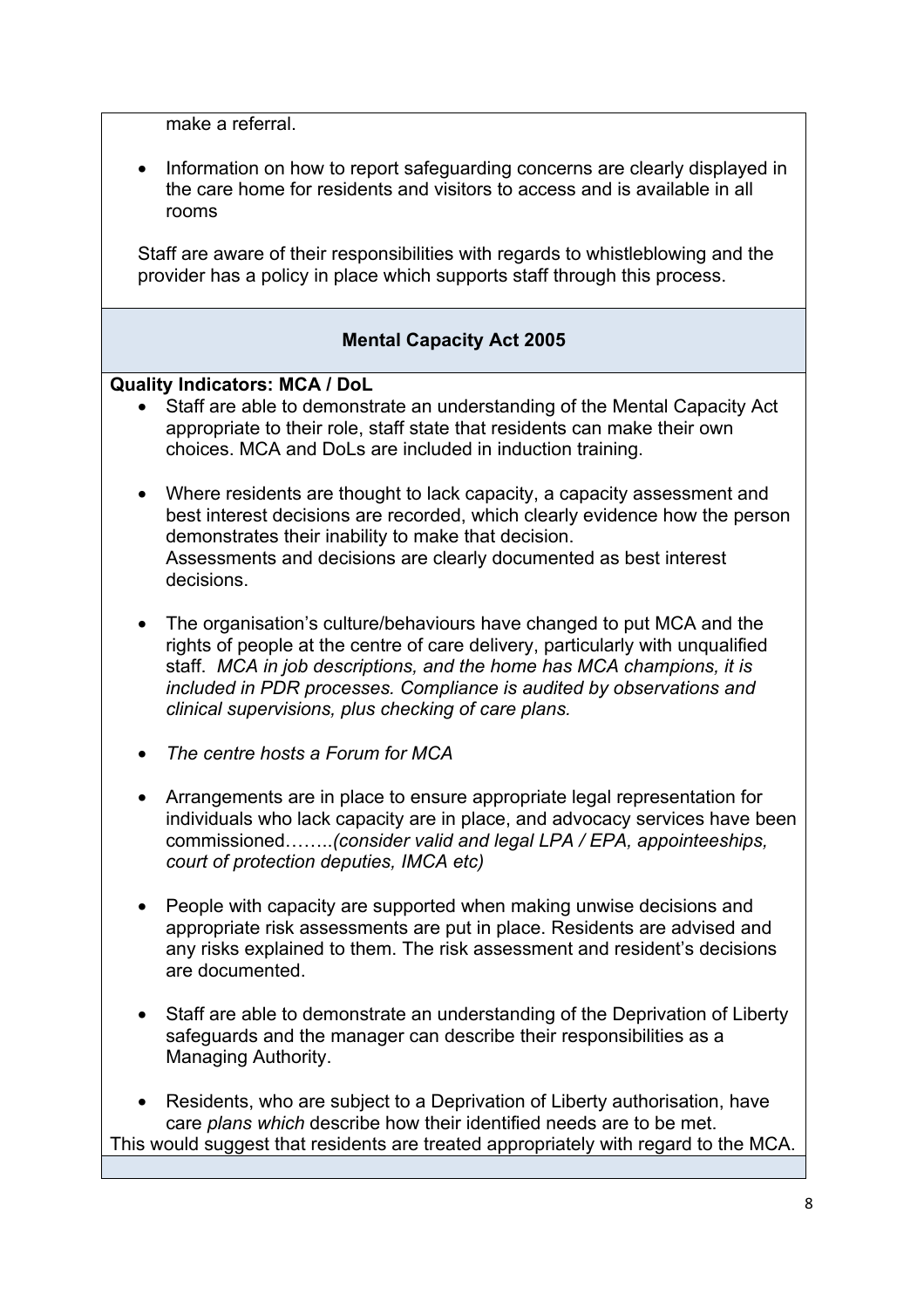make a referral.

- Information on how to report safeguarding concerns are clearly displayed in the care home for residents and visitors to access and is available in all rooms

Staff are aware of their responsibilities with regards to whistleblowing and the provider has a policy in place which supports staff through this process.

## Mental Capacity Act 2005

**Quality Indicators: MCA / DoL**

- Staff are able to demonstrate an understanding of the Mental Capacity Act appropriate to their role, staff state that residents can make their own choices. MCA and DoLs are included in induction training.

- Where residents are thought to lack capacity, a capacity assessment and best interest decisions are recorded, which clearly evidence how the person demonstrates their inability to make that decision.
  Assessments and decisions are clearly documented as best interest decisions.

- The organisation's culture/behaviours have changed to put MCA and the rights of people at the centre of care delivery, particularly with unqualified staff. *MCA in job descriptions, and the home has MCA champions, it is included in PDR processes. Compliance is audited by observations and clinical supervisions, plus checking of care plans.*

- *The centre hosts a Forum for MCA*

- Arrangements are in place to ensure appropriate legal representation for individuals who lack capacity are in place, and advocacy services have been commissioned……..*(consider valid and legal LPA / EPA, appointeeships, court of protection deputies, IMCA etc)*

- People with capacity are supported when making unwise decisions and appropriate risk assessments are put in place. Residents are advised and any risks explained to them. The risk assessment and resident's decisions are documented.

- Staff are able to demonstrate an understanding of the Deprivation of Liberty safeguards and the manager can describe their responsibilities as a Managing Authority.

- Residents, who are subject to a Deprivation of Liberty authorisation, have care *plans which* describe how their identified needs are to be met.

This would suggest that residents are treated appropriately with regard to the MCA.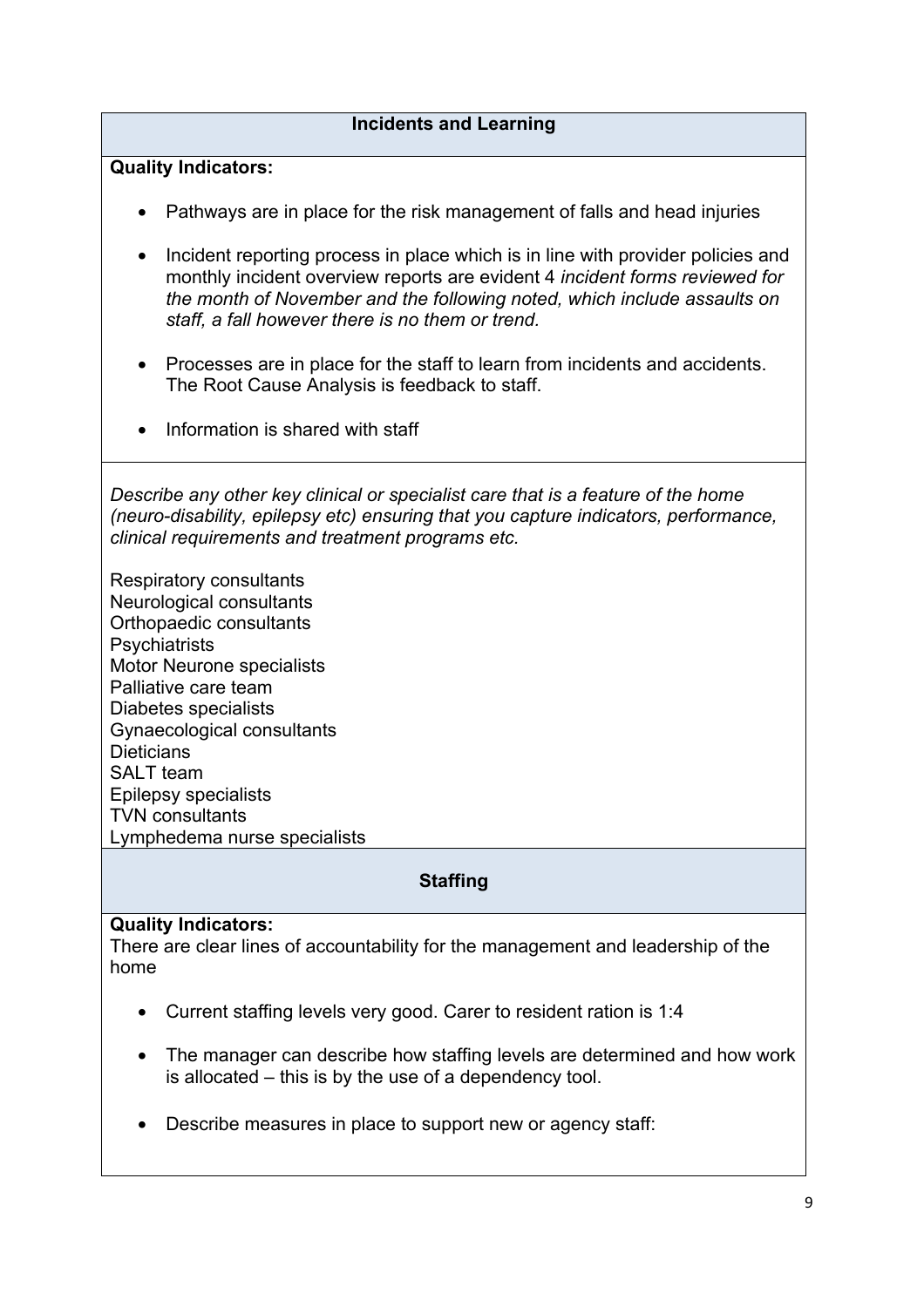## Incidents and Learning

**Quality Indicators:**

- Pathways are in place for the risk management of falls and head injuries
- Incident reporting process in place which is in line with provider policies and monthly incident overview reports are evident 4 *incident forms reviewed for the month of November and the following noted, which include assaults on staff, a fall however there is no them or trend.*
- Processes are in place for the staff to learn from incidents and accidents. The Root Cause Analysis is feedback to staff.
- Information is shared with staff

*Describe any other key clinical or specialist care that is a feature of the home (neuro-disability, epilepsy etc) ensuring that you capture indicators, performance, clinical requirements and treatment programs etc.*

Respiratory consultants
Neurological consultants
Orthopaedic consultants
Psychiatrists
Motor Neurone specialists
Palliative care team
Diabetes specialists
Gynaecological consultants
Dieticians
SALT team
Epilepsy specialists
TVN consultants
Lymphedema nurse specialists

## Staffing

**Quality Indicators:**
There are clear lines of accountability for the management and leadership of the home

- Current staffing levels very good. Carer to resident ration is 1:4
- The manager can describe how staffing levels are determined and how work is allocated – this is by the use of a dependency tool.
- Describe measures in place to support new or agency staff: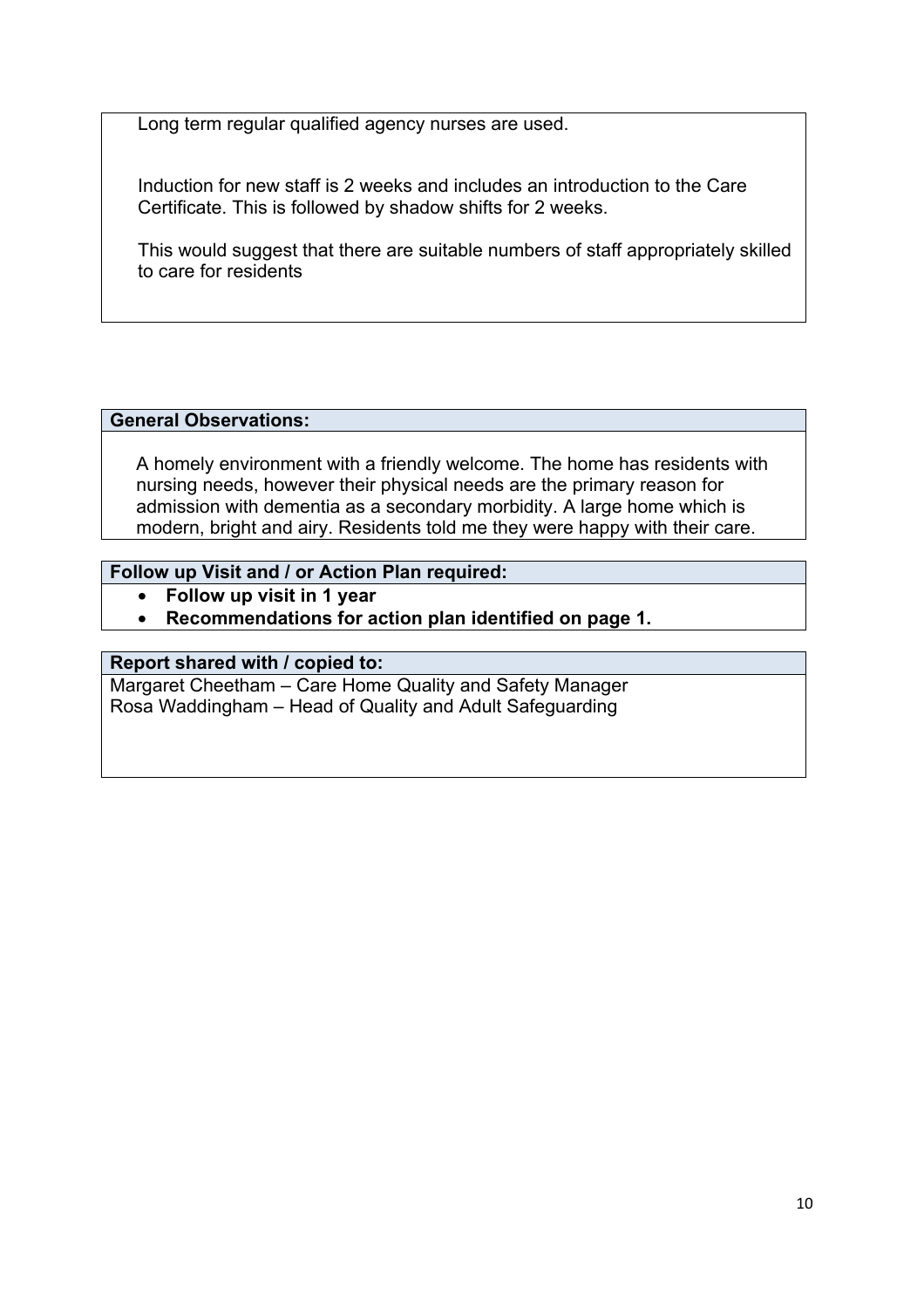Long term regular qualified agency nurses are used.

Induction for new staff is 2 weeks and includes an introduction to the Care Certificate. This is followed by shadow shifts for 2 weeks.

This would suggest that there are suitable numbers of staff appropriately skilled to care for residents

**General Observations:**

A homely environment with a friendly welcome. The home has residents with nursing needs, however their physical needs are the primary reason for admission with dementia as a secondary morbidity. A large home which is modern, bright and airy. Residents told me they were happy with their care.

**Follow up Visit and / or Action Plan required:**

- **Follow up visit in 1 year**
- **Recommendations for action plan identified on page 1.**

**Report shared with / copied to:**

Margaret Cheetham – Care Home Quality and Safety Manager
Rosa Waddingham – Head of Quality and Adult Safeguarding